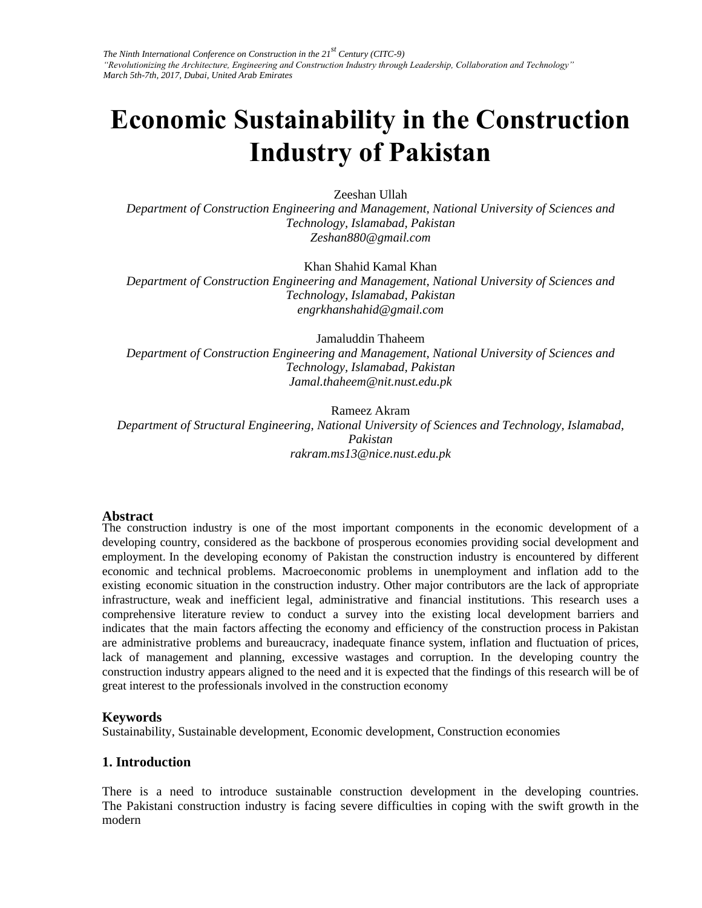# Economic Sustainability in the Construction Industry of Pakistan

Zeeshan Ullah
*Department of Construction Engineering and Management, National University of Sciences and Technology, Islamabad, Pakistan*
*Zeshan880@gmail.com*

Khan Shahid Kamal Khan
*Department of Construction Engineering and Management, National University of Sciences and Technology, Islamabad, Pakistan*
*engrkhanshahid@gmail.com*

Jamaluddin Thaheem
*Department of Construction Engineering and Management, National University of Sciences and Technology, Islamabad, Pakistan*
*Jamal.thaheem@nit.nust.edu.pk*

Rameez Akram
*Department of Structural Engineering, National University of Sciences and Technology, Islamabad, Pakistan*
*rakram.ms13@nice.nust.edu.pk*

### Abstract

The construction industry is one of the most important components in the economic development of a developing country, considered as the backbone of prosperous economies providing social development and employment. In the developing economy of Pakistan the construction industry is encountered by different economic and technical problems. Macroeconomic problems in unemployment and inflation add to the existing economic situation in the construction industry. Other major contributors are the lack of appropriate infrastructure, weak and inefficient legal, administrative and financial institutions. This research uses a comprehensive literature review to conduct a survey into the existing local development barriers and indicates that the main factors affecting the economy and efficiency of the construction process in Pakistan are administrative problems and bureaucracy, inadequate finance system, inflation and fluctuation of prices, lack of management and planning, excessive wastages and corruption. In the developing country the construction industry appears aligned to the need and it is expected that the findings of this research will be of great interest to the professionals involved in the construction economy

### Keywords

Sustainability, Sustainable development, Economic development, Construction economies

## 1. Introduction

There is a need to introduce sustainable construction development in the developing countries. The Pakistani construction industry is facing severe difficulties in coping with the swift growth in the modern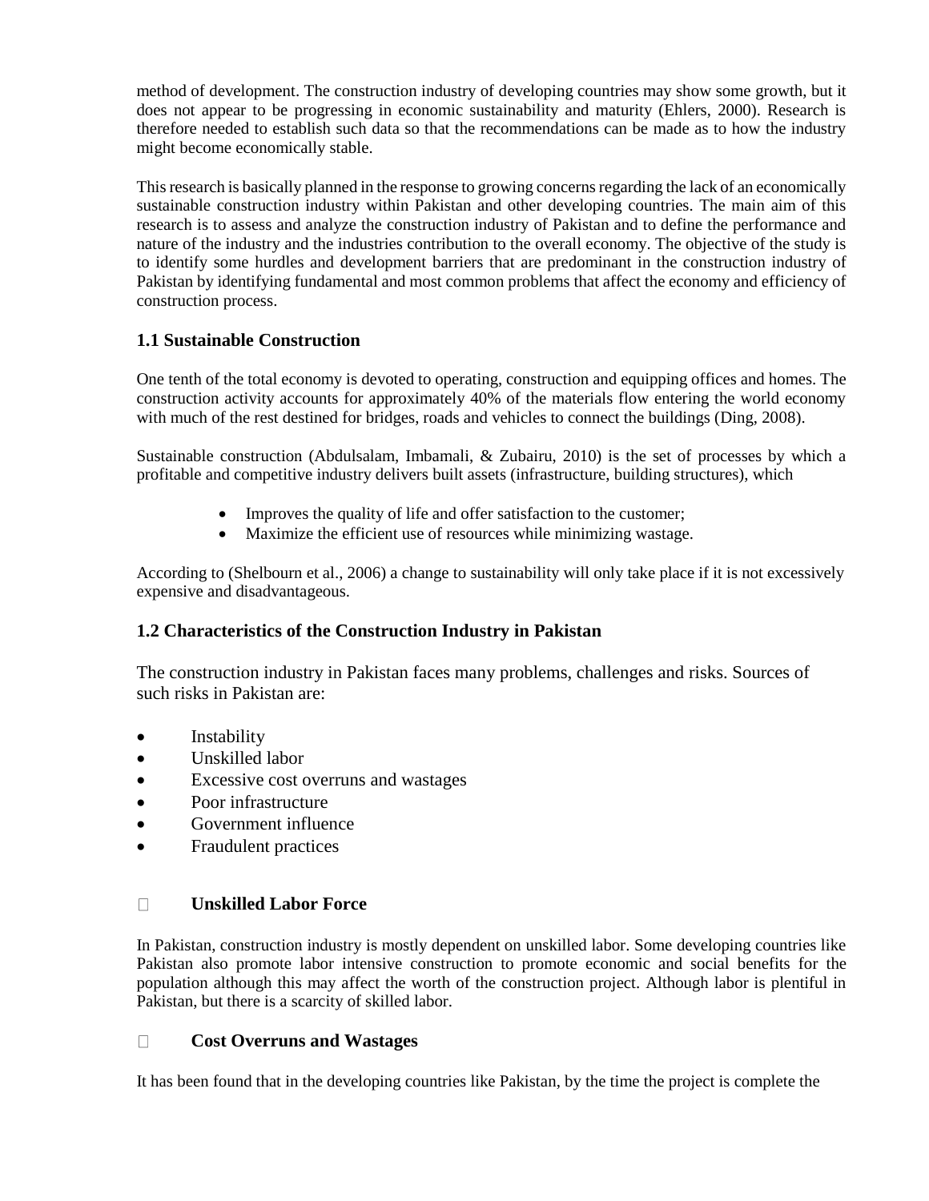method of development. The construction industry of developing countries may show some growth, but it does not appear to be progressing in economic sustainability and maturity (Ehlers, 2000). Research is therefore needed to establish such data so that the recommendations can be made as to how the industry might become economically stable.

This research is basically planned in the response to growing concerns regarding the lack of an economically sustainable construction industry within Pakistan and other developing countries. The main aim of this research is to assess and analyze the construction industry of Pakistan and to define the performance and nature of the industry and the industries contribution to the overall economy. The objective of the study is to identify some hurdles and development barriers that are predominant in the construction industry of Pakistan by identifying fundamental and most common problems that affect the economy and efficiency of construction process.

### 1.1 Sustainable Construction

One tenth of the total economy is devoted to operating, construction and equipping offices and homes. The construction activity accounts for approximately 40% of the materials flow entering the world economy with much of the rest destined for bridges, roads and vehicles to connect the buildings (Ding, 2008).

Sustainable construction (Abdulsalam, Imbamali, & Zubairu, 2010) is the set of processes by which a profitable and competitive industry delivers built assets (infrastructure, building structures), which

- Improves the quality of life and offer satisfaction to the customer;
- Maximize the efficient use of resources while minimizing wastage.

According to (Shelbourn et al., 2006) a change to sustainability will only take place if it is not excessively expensive and disadvantageous.

### 1.2 Characteristics of the Construction Industry in Pakistan

The construction industry in Pakistan faces many problems, challenges and risks. Sources of such risks in Pakistan are:

- Instability
- Unskilled labor
- Excessive cost overruns and wastages
- Poor infrastructure
- Government influence
- Fraudulent practices

- **Unskilled Labor Force**

In Pakistan, construction industry is mostly dependent on unskilled labor. Some developing countries like Pakistan also promote labor intensive construction to promote economic and social benefits for the population although this may affect the worth of the construction project. Although labor is plentiful in Pakistan, but there is a scarcity of skilled labor.

- **Cost Overruns and Wastages**

It has been found that in the developing countries like Pakistan, by the time the project is complete the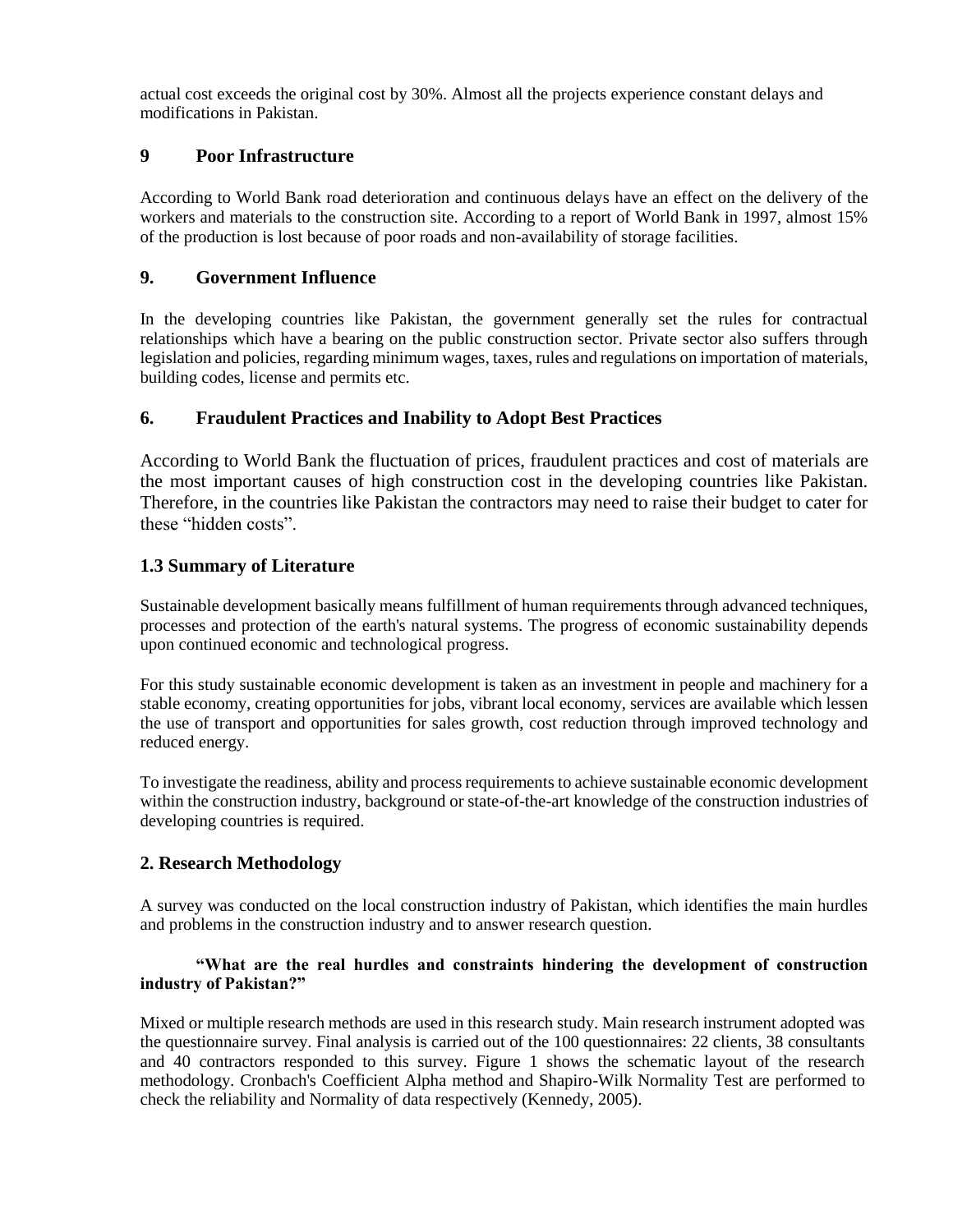actual cost exceeds the original cost by 30%. Almost all the projects experience constant delays and modifications in Pakistan.

## 9 Poor Infrastructure

According to World Bank road deterioration and continuous delays have an effect on the delivery of the workers and materials to the construction site. According to a report of World Bank in 1997, almost 15% of the production is lost because of poor roads and non-availability of storage facilities.

## 9. Government Influence

In the developing countries like Pakistan, the government generally set the rules for contractual relationships which have a bearing on the public construction sector. Private sector also suffers through legislation and policies, regarding minimum wages, taxes, rules and regulations on importation of materials, building codes, license and permits etc.

## 6. Fraudulent Practices and Inability to Adopt Best Practices

According to World Bank the fluctuation of prices, fraudulent practices and cost of materials are the most important causes of high construction cost in the developing countries like Pakistan. Therefore, in the countries like Pakistan the contractors may need to raise their budget to cater for these "hidden costs".

## 1.3 Summary of Literature

Sustainable development basically means fulfillment of human requirements through advanced techniques, processes and protection of the earth's natural systems. The progress of economic sustainability depends upon continued economic and technological progress.

For this study sustainable economic development is taken as an investment in people and machinery for a stable economy, creating opportunities for jobs, vibrant local economy, services are available which lessen the use of transport and opportunities for sales growth, cost reduction through improved technology and reduced energy.

To investigate the readiness, ability and process requirements to achieve sustainable economic development within the construction industry, background or state-of-the-art knowledge of the construction industries of developing countries is required.

## 2. Research Methodology

A survey was conducted on the local construction industry of Pakistan, which identifies the main hurdles and problems in the construction industry and to answer research question.

**"What are the real hurdles and constraints hindering the development of construction industry of Pakistan?"**

Mixed or multiple research methods are used in this research study. Main research instrument adopted was the questionnaire survey. Final analysis is carried out of the 100 questionnaires: 22 clients, 38 consultants and 40 contractors responded to this survey. Figure 1 shows the schematic layout of the research methodology. Cronbach's Coefficient Alpha method and Shapiro-Wilk Normality Test are performed to check the reliability and Normality of data respectively (Kennedy, 2005).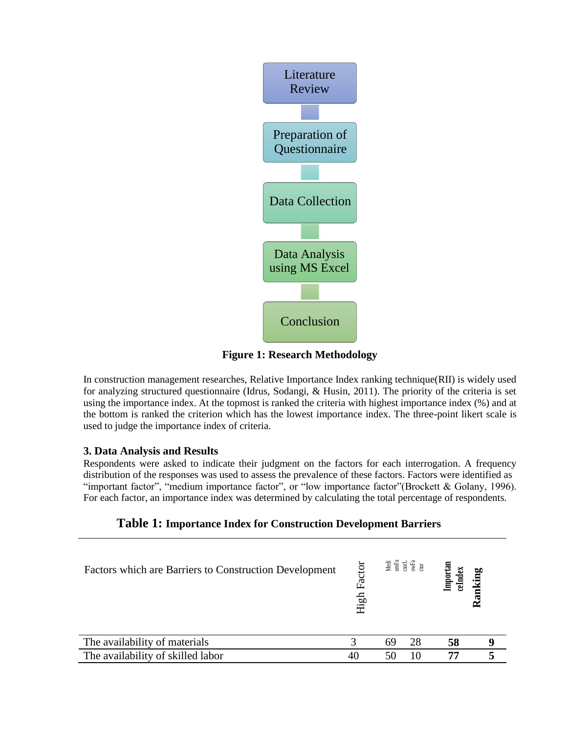Literature Review

Preparation of Questionnaire

Data Collection

Data Analysis using MS Excel

Conclusion

**Figure 1: Research Methodology**

In construction management researches, Relative Importance Index ranking technique(RII) is widely used for analyzing structured questionnaire (Idrus, Sodangi, & Husin, 2011). The priority of the criteria is set using the importance index. At the topmost is ranked the criteria with highest importance index (%) and at the bottom is ranked the criterion which has the lowest importance index. The three-point likert scale is used to judge the importance index of criteria.

### 3. Data Analysis and Results

Respondents were asked to indicate their judgment on the factors for each interrogation. A frequency distribution of the responses was used to assess the prevalence of these factors. Factors were identified as "important factor", "medium importance factor", or "low importance factor"(Brockett & Golany, 1996). For each factor, an importance index was determined by calculating the total percentage of respondents.

**Table 1: Importance Index for Construction Development Barriers**

| Factors which are Barriers to Construction Development | High Factor | Medium Factor | Low Factor | Importance Index | Ranking |
|---|---|---|---|---|---|
| The availability of materials | 3 | 69 | 28 | **58** | **9** |
| The availability of skilled labor | 40 | 50 | 10 | **77** | **5** |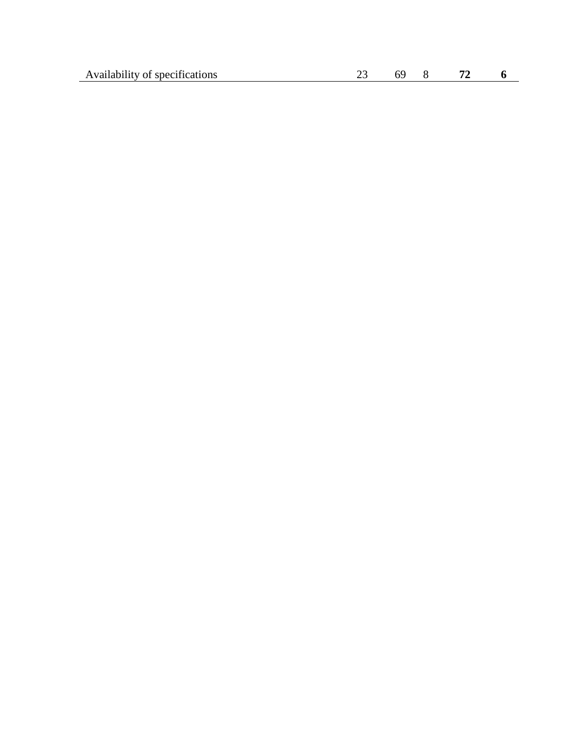| | | | | | |
|---|---|---|---|---|---|
| Availability of specifications | 23 | 69 | 8 | **72** | **6** |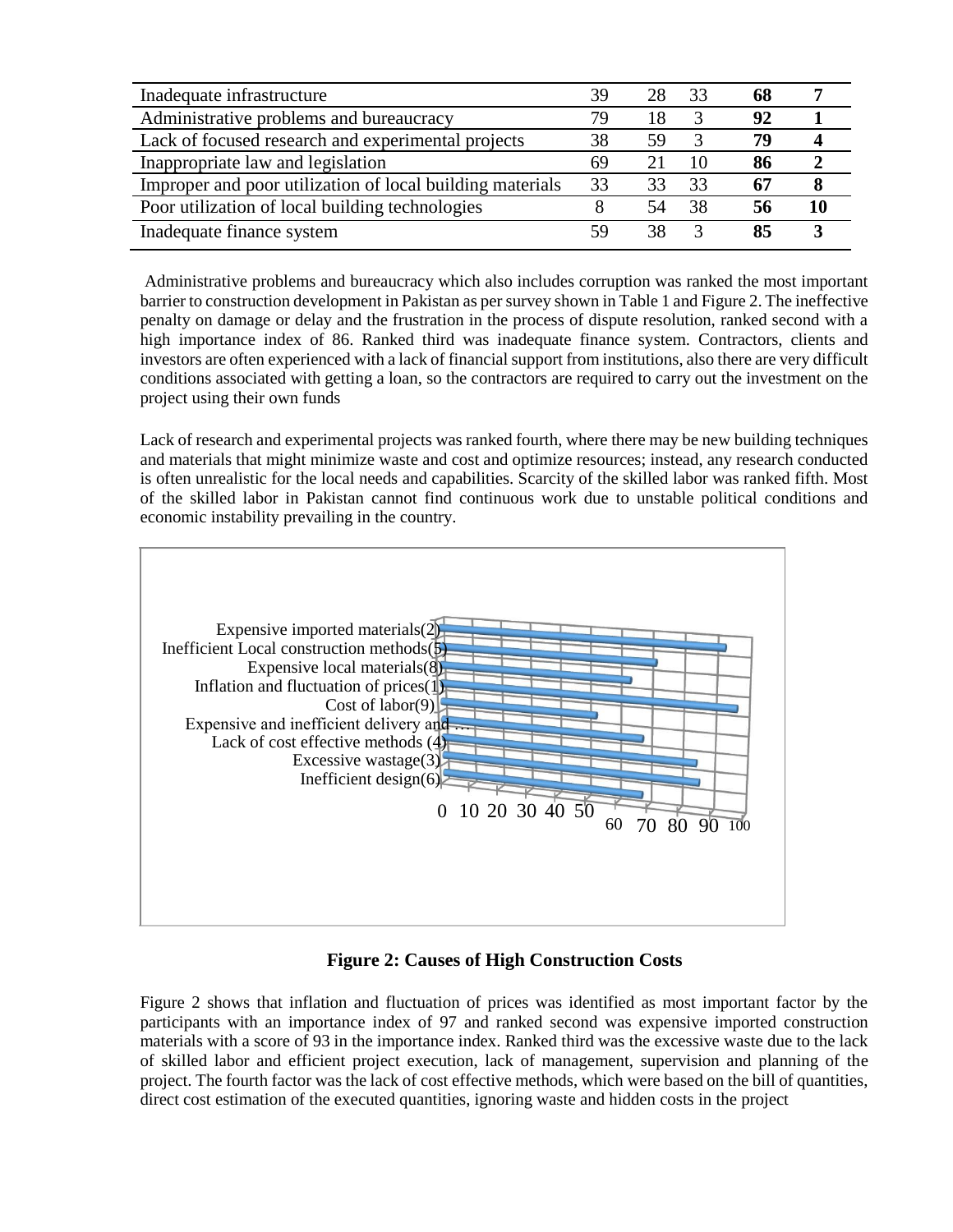| | | | | | |
|---|---|---|---|---|---|
| Inadequate infrastructure | 39 | 28 | 33 | **68** | **7** |
| Administrative problems and bureaucracy | 79 | 18 | 3 | **92** | **1** |
| Lack of focused research and experimental projects | 38 | 59 | 3 | **79** | **4** |
| Inappropriate law and legislation | 69 | 21 | 10 | **86** | **2** |
| Improper and poor utilization of local building materials | 33 | 33 | 33 | **67** | **8** |
| Poor utilization of local building technologies | 8 | 54 | 38 | **56** | **10** |
| Inadequate finance system | 59 | 38 | 3 | **85** | **3** |

Administrative problems and bureaucracy which also includes corruption was ranked the most important barrier to construction development in Pakistan as per survey shown in Table 1 and Figure 2. The ineffective penalty on damage or delay and the frustration in the process of dispute resolution, ranked second with a high importance index of 86. Ranked third was inadequate finance system. Contractors, clients and investors are often experienced with a lack of financial support from institutions, also there are very difficult conditions associated with getting a loan, so the contractors are required to carry out the investment on the project using their own funds

Lack of research and experimental projects was ranked fourth, where there may be new building techniques and materials that might minimize waste and cost and optimize resources; instead, any research conducted is often unrealistic for the local needs and capabilities. Scarcity of the skilled labor was ranked fifth. Most of the skilled labor in Pakistan cannot find continuous work due to unstable political conditions and economic instability prevailing in the country.

**Figure 2: Causes of High Construction Costs**

Figure 2 shows that inflation and fluctuation of prices was identified as most important factor by the participants with an importance index of 97 and ranked second was expensive imported construction materials with a score of 93 in the importance index. Ranked third was the excessive waste due to the lack of skilled labor and efficient project execution, lack of management, supervision and planning of the project. The fourth factor was the lack of cost effective methods, which were based on the bill of quantities, direct cost estimation of the executed quantities, ignoring waste and hidden costs in the project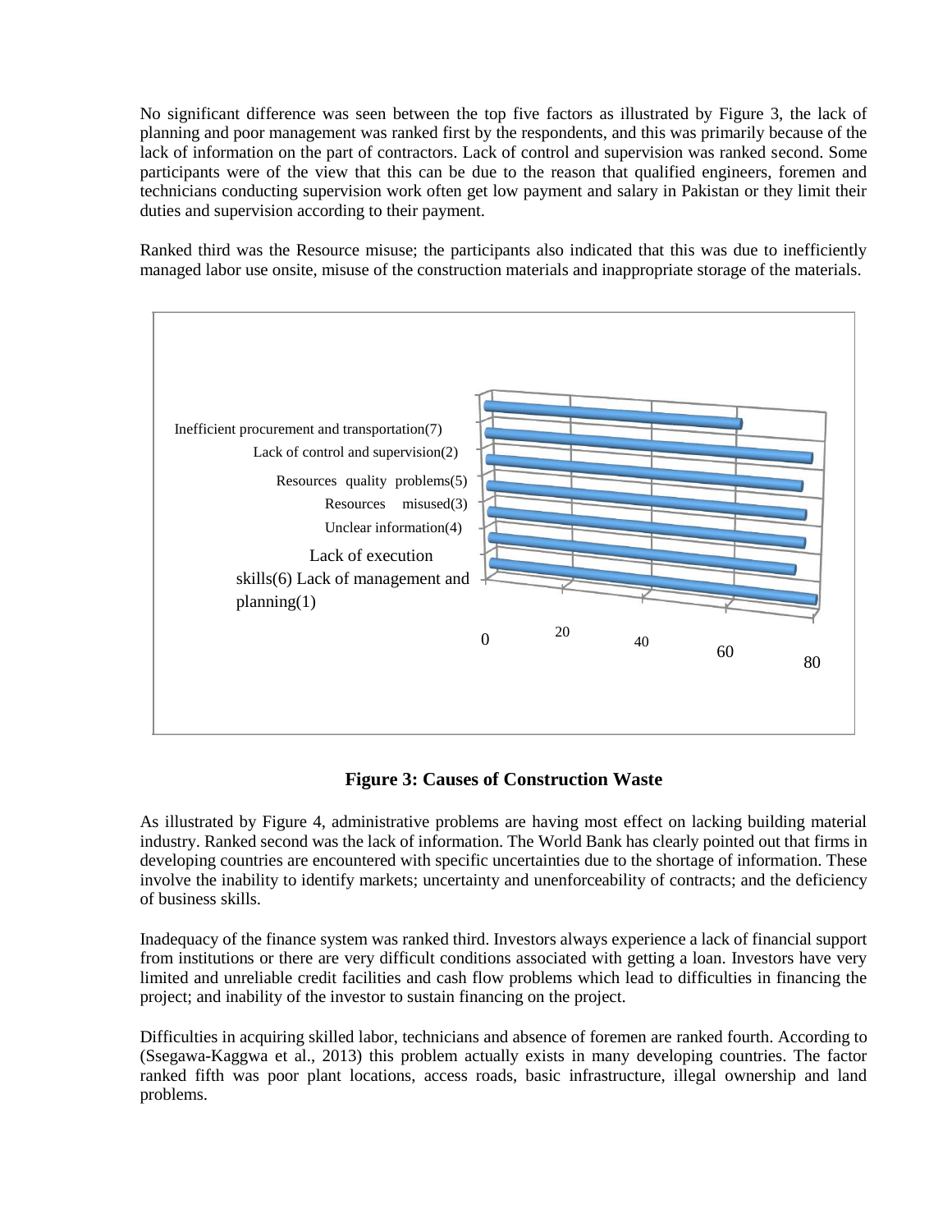No significant difference was seen between the top five factors as illustrated by Figure 3, the lack of planning and poor management was ranked first by the respondents, and this was primarily because of the lack of information on the part of contractors. Lack of control and supervision was ranked second. Some participants were of the view that this can be due to the reason that qualified engineers, foremen and technicians conducting supervision work often get low payment and salary in Pakistan or they limit their duties and supervision according to their payment.

Ranked third was the Resource misuse; the participants also indicated that this was due to inefficiently managed labor use onsite, misuse of the construction materials and inappropriate storage of the materials.

Inefficient procurement and transportation(7)
Lack of control and supervision(2)
Resources quality problems(5)
Resources misused(3)
Unclear information(4)
Lack of execution skills(6) Lack of management and planning(1)

0 20 40 60 80

**Figure 3: Causes of Construction Waste**

As illustrated by Figure 4, administrative problems are having most effect on lacking building material industry. Ranked second was the lack of information. The World Bank has clearly pointed out that firms in developing countries are encountered with specific uncertainties due to the shortage of information. These involve the inability to identify markets; uncertainty and unenforceability of contracts; and the deficiency of business skills.

Inadequacy of the finance system was ranked third. Investors always experience a lack of financial support from institutions or there are very difficult conditions associated with getting a loan. Investors have very limited and unreliable credit facilities and cash flow problems which lead to difficulties in financing the project; and inability of the investor to sustain financing on the project.

Difficulties in acquiring skilled labor, technicians and absence of foremen are ranked fourth. According to (Ssegawa-Kaggwa et al., 2013) this problem actually exists in many developing countries. The factor ranked fifth was poor plant locations, access roads, basic infrastructure, illegal ownership and land problems.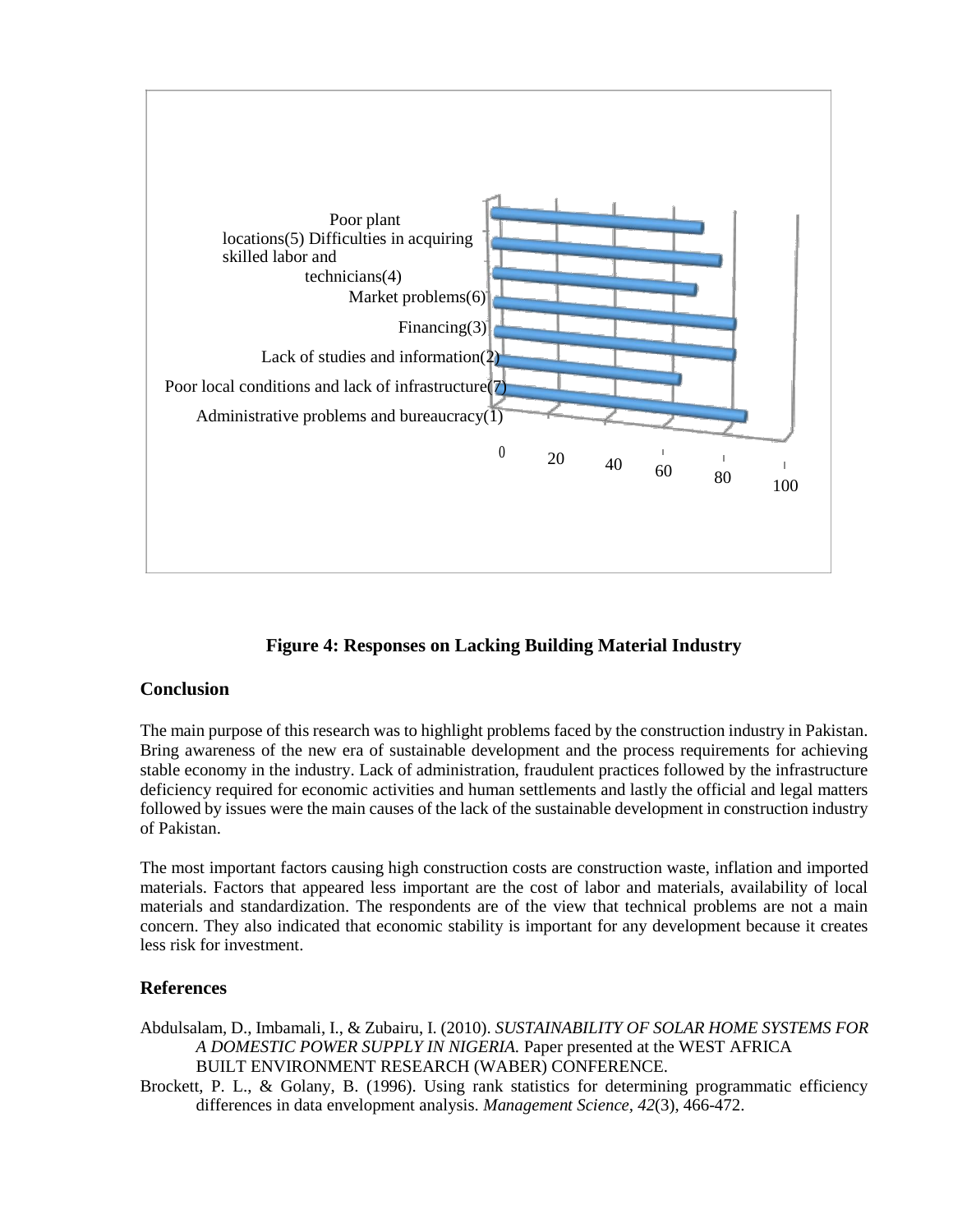Poor plant locations(5) Difficulties in acquiring skilled labor and technicians(4)

Market problems(6)

Financing(3)

Lack of studies and information(2)

Poor local conditions and lack of infrastructure(7)

Administrative problems and bureaucracy(1)

0 20 40 60 80 100

**Figure 4: Responses on Lacking Building Material Industry**

## Conclusion

The main purpose of this research was to highlight problems faced by the construction industry in Pakistan. Bring awareness of the new era of sustainable development and the process requirements for achieving stable economy in the industry. Lack of administration, fraudulent practices followed by the infrastructure deficiency required for economic activities and human settlements and lastly the official and legal matters followed by issues were the main causes of the lack of the sustainable development in construction industry of Pakistan.

The most important factors causing high construction costs are construction waste, inflation and imported materials. Factors that appeared less important are the cost of labor and materials, availability of local materials and standardization. The respondents are of the view that technical problems are not a main concern. They also indicated that economic stability is important for any development because it creates less risk for investment.

## References

Abdulsalam, D., Imbamali, I., & Zubairu, I. (2010). *SUSTAINABILITY OF SOLAR HOME SYSTEMS FOR A DOMESTIC POWER SUPPLY IN NIGERIA.* Paper presented at the WEST AFRICA BUILT ENVIRONMENT RESEARCH (WABER) CONFERENCE.

Brockett, P. L., & Golany, B. (1996). Using rank statistics for determining programmatic efficiency differences in data envelopment analysis. *Management Science, 42*(3), 466-472.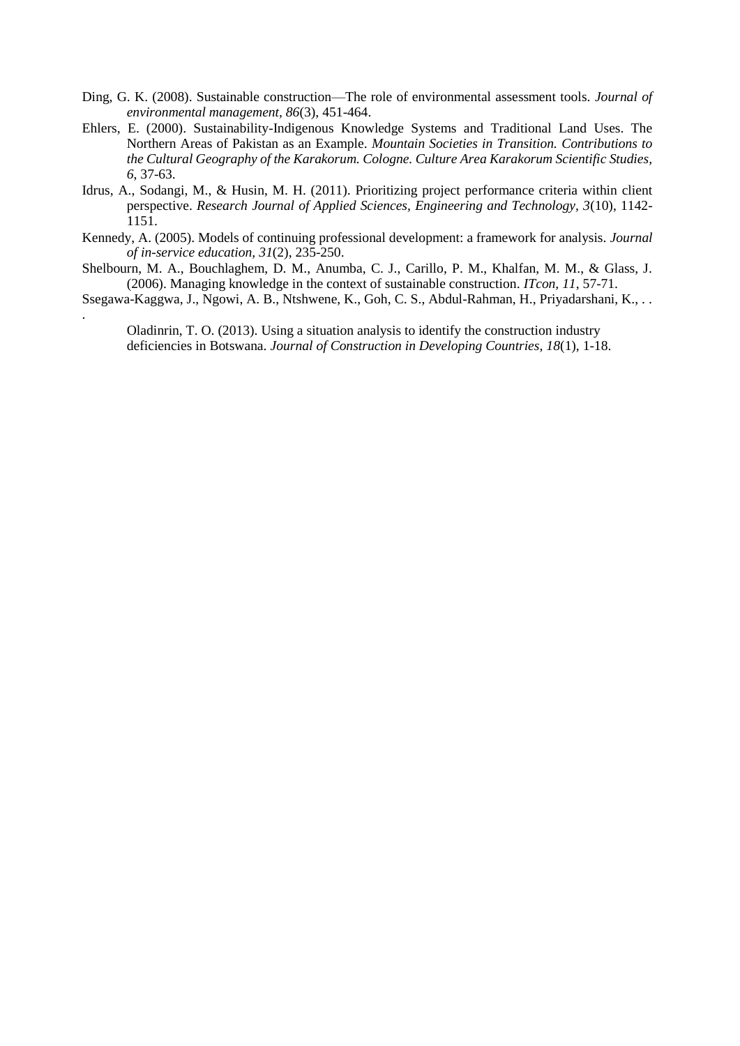Ding, G. K. (2008). Sustainable construction—The role of environmental assessment tools. *Journal of environmental management, 86*(3), 451-464.

Ehlers, E. (2000). Sustainability-Indigenous Knowledge Systems and Traditional Land Uses. The Northern Areas of Pakistan as an Example. *Mountain Societies in Transition. Contributions to the Cultural Geography of the Karakorum. Cologne. Culture Area Karakorum Scientific Studies, 6*, 37-63.

Idrus, A., Sodangi, M., & Husin, M. H. (2011). Prioritizing project performance criteria within client perspective. *Research Journal of Applied Sciences, Engineering and Technology, 3*(10), 1142-1151.

Kennedy, A. (2005). Models of continuing professional development: a framework for analysis. *Journal of in-service education, 31*(2), 235-250.

Shelbourn, M. A., Bouchlaghem, D. M., Anumba, C. J., Carillo, P. M., Khalfan, M. M., & Glass, J. (2006). Managing knowledge in the context of sustainable construction. *ITcon, 11*, 57-71.

Ssegawa-Kaggwa, J., Ngowi, A. B., Ntshwene, K., Goh, C. S., Abdul-Rahman, H., Priyadarshani, K., . . .

Oladinrin, T. O. (2013). Using a situation analysis to identify the construction industry deficiencies in Botswana. *Journal of Construction in Developing Countries, 18*(1), 1-18.